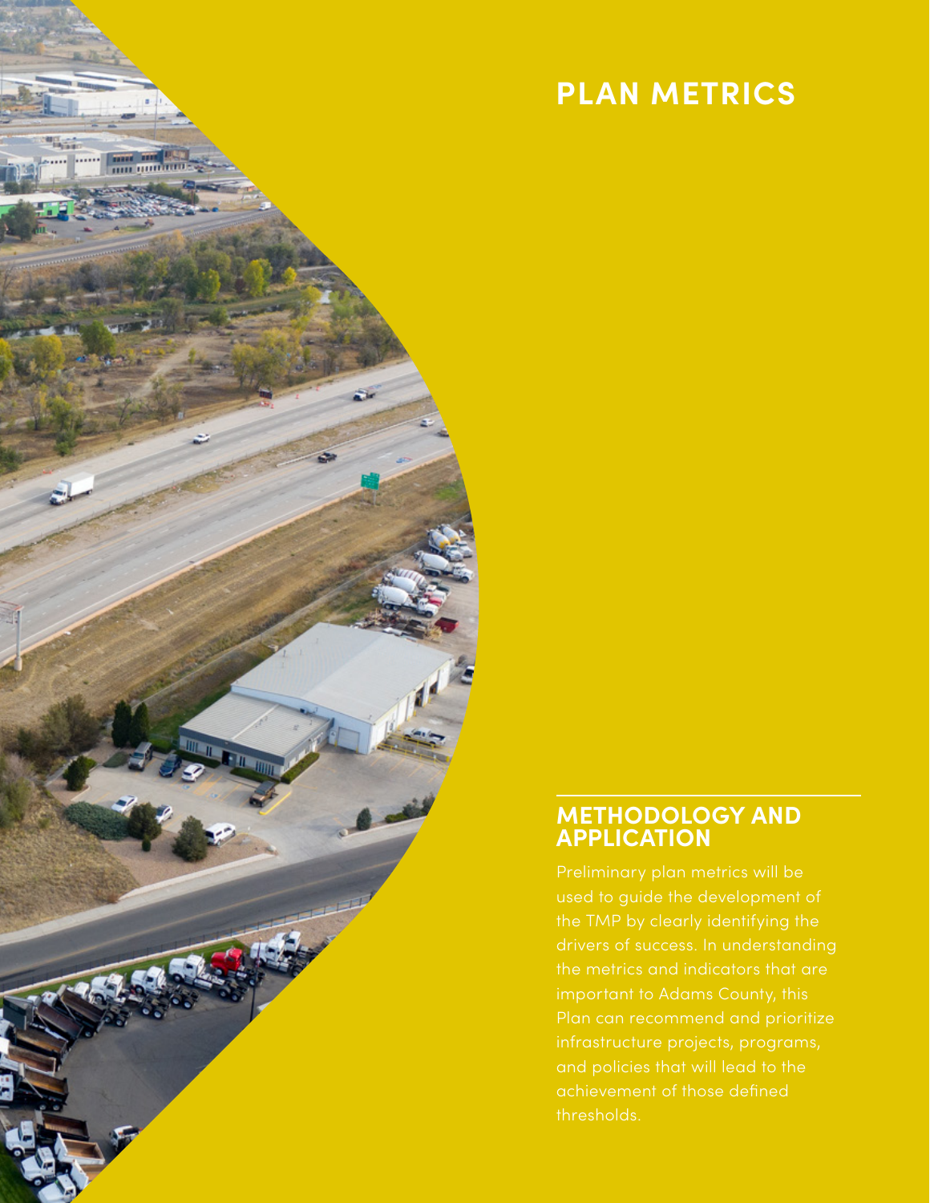# PLAN METRICS

## METHODOLOGY AND APPLICATION

Preliminary plan metrics will be used to guide the development of the TMP by clearly identifying the drivers of success. In understanding the metrics and indicators that are important to Adams County, this Plan can recommend and prioritize infrastructure projects, programs, and policies that will lead to the achievement of those defined thresholds.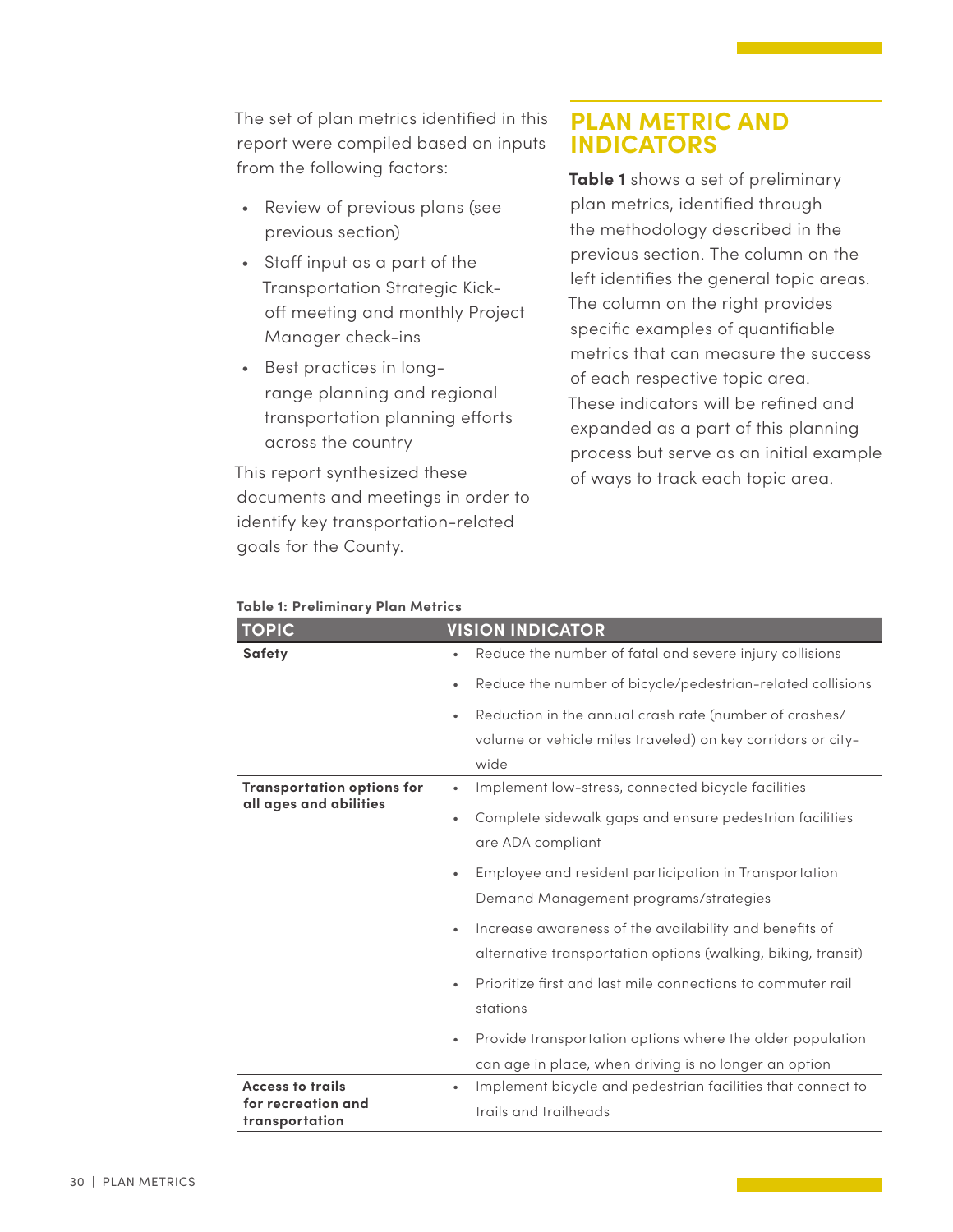The set of plan metrics identified in this report were compiled based on inputs from the following factors:

- Review of previous plans (see previous section)
- Staff input as a part of the Transportation Strategic Kick-off meeting and monthly Project Manager check-ins
- Best practices in long-range planning and regional transportation planning efforts across the country

This report synthesized these documents and meetings in order to identify key transportation-related goals for the County.

## PLAN METRIC AND INDICATORS

**Table 1** shows a set of preliminary plan metrics, identified through the methodology described in the previous section. The column on the left identifies the general topic areas. The column on the right provides specific examples of quantifiable metrics that can measure the success of each respective topic area. These indicators will be refined and expanded as a part of this planning process but serve as an initial example of ways to track each topic area.

**Table 1: Preliminary Plan Metrics**

| TOPIC | VISION INDICATOR |
|---|---|
| **Safety** | • Reduce the number of fatal and severe injury collisions<br>• Reduce the number of bicycle/pedestrian-related collisions<br>• Reduction in the annual crash rate (number of crashes/volume or vehicle miles traveled) on key corridors or city-wide |
| **Transportation options for all ages and abilities** | • Implement low-stress, connected bicycle facilities<br>• Complete sidewalk gaps and ensure pedestrian facilities are ADA compliant<br>• Employee and resident participation in Transportation Demand Management programs/strategies<br>• Increase awareness of the availability and benefits of alternative transportation options (walking, biking, transit)<br>• Prioritize first and last mile connections to commuter rail stations<br>• Provide transportation options where the older population can age in place, when driving is no longer an option |
| **Access to trails for recreation and transportation** | • Implement bicycle and pedestrian facilities that connect to trails and trailheads |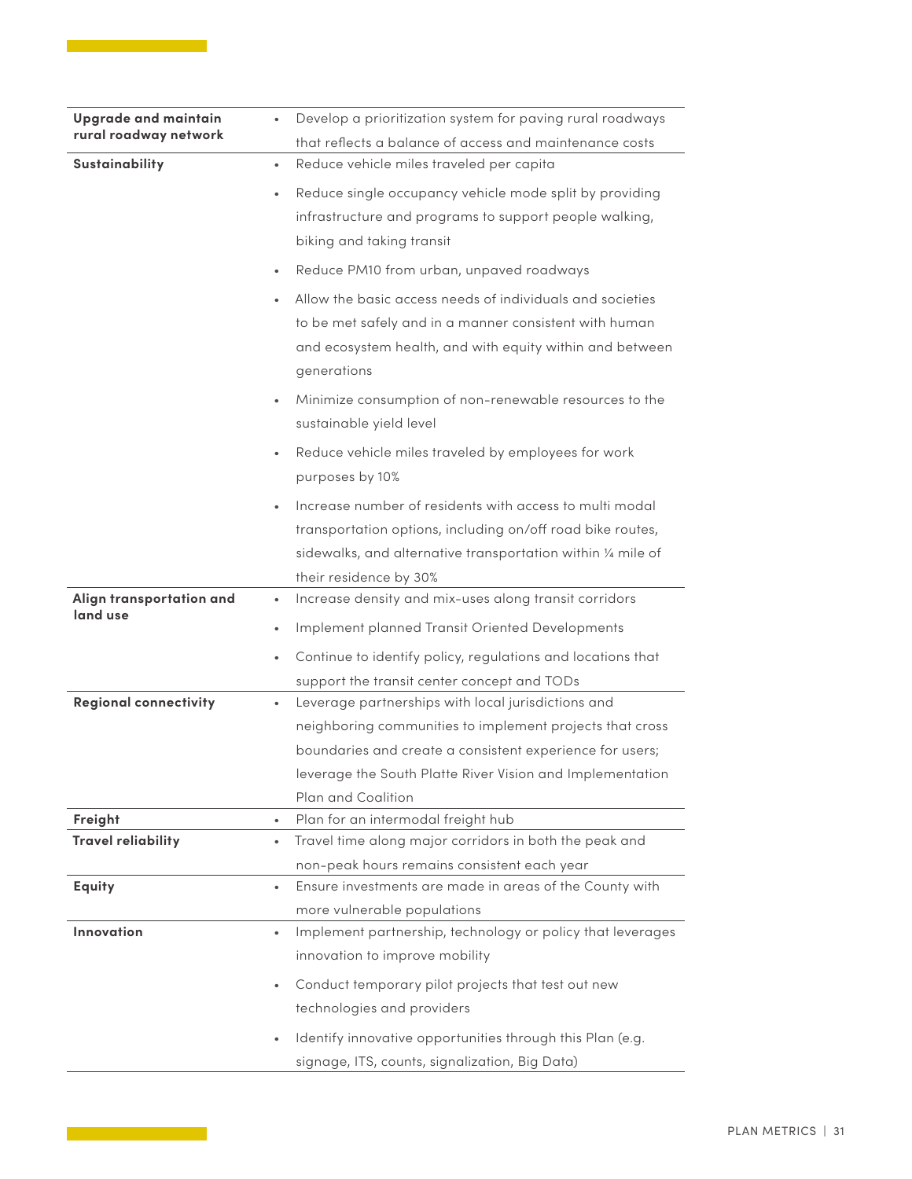| | |
|---|---|
| **Upgrade and maintain rural roadway network** | • Develop a prioritization system for paving rural roadways that reflects a balance of access and maintenance costs |
| **Sustainability** | • Reduce vehicle miles traveled per capita<br>• Reduce single occupancy vehicle mode split by providing infrastructure and programs to support people walking, biking and taking transit<br>• Reduce PM10 from urban, unpaved roadways<br>• Allow the basic access needs of individuals and societies to be met safely and in a manner consistent with human and ecosystem health, and with equity within and between generations<br>• Minimize consumption of non-renewable resources to the sustainable yield level<br>• Reduce vehicle miles traveled by employees for work purposes by 10%<br>• Increase number of residents with access to multi modal transportation options, including on/off road bike routes, sidewalks, and alternative transportation within ¼ mile of their residence by 30% |
| **Align transportation and land use** | • Increase density and mix-uses along transit corridors<br>• Implement planned Transit Oriented Developments<br>• Continue to identify policy, regulations and locations that support the transit center concept and TODs |
| **Regional connectivity** | • Leverage partnerships with local jurisdictions and neighboring communities to implement projects that cross boundaries and create a consistent experience for users; leverage the South Platte River Vision and Implementation Plan and Coalition |
| **Freight** | • Plan for an intermodal freight hub |
| **Travel reliability** | • Travel time along major corridors in both the peak and non-peak hours remains consistent each year |
| **Equity** | • Ensure investments are made in areas of the County with more vulnerable populations |
| **Innovation** | • Implement partnership, technology or policy that leverages innovation to improve mobility<br>• Conduct temporary pilot projects that test out new technologies and providers<br>• Identify innovative opportunities through this Plan (e.g. signage, ITS, counts, signalization, Big Data) |